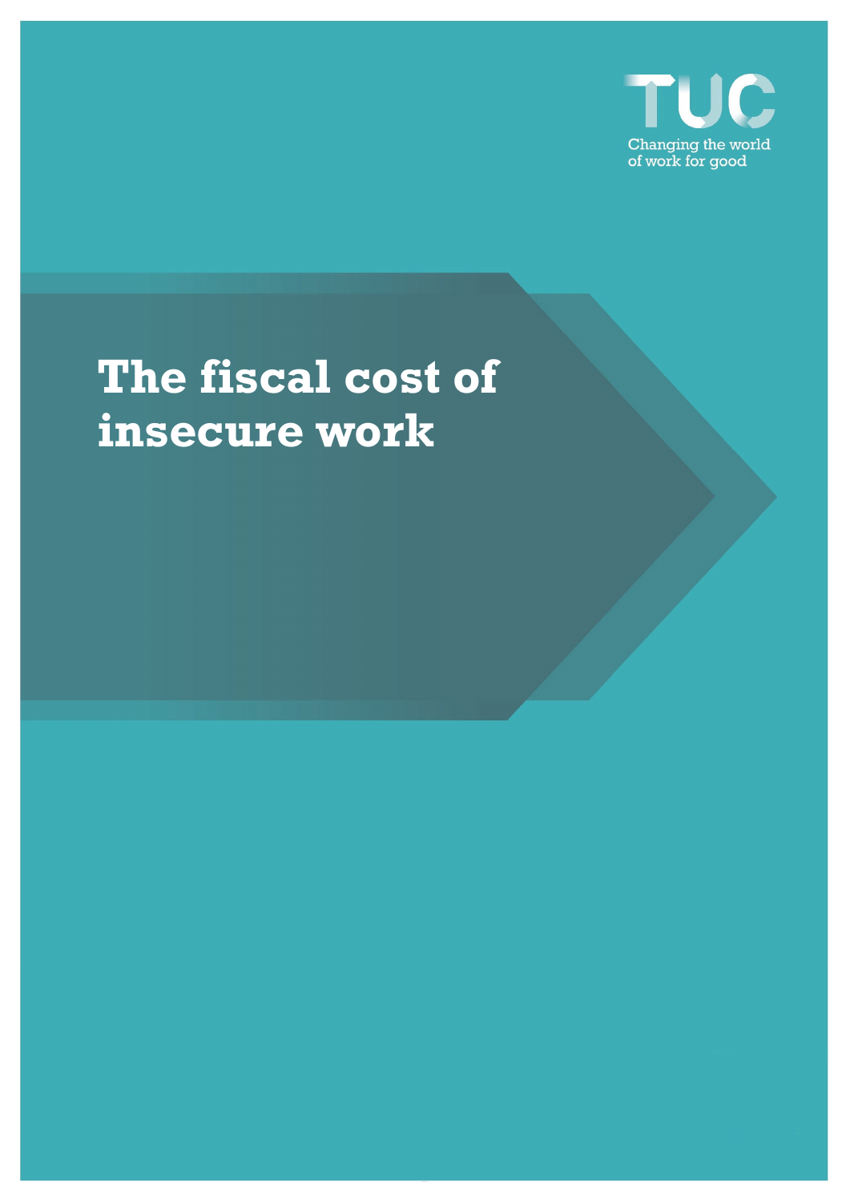TUC

Changing the world of work for good

# The fiscal cost of insecure work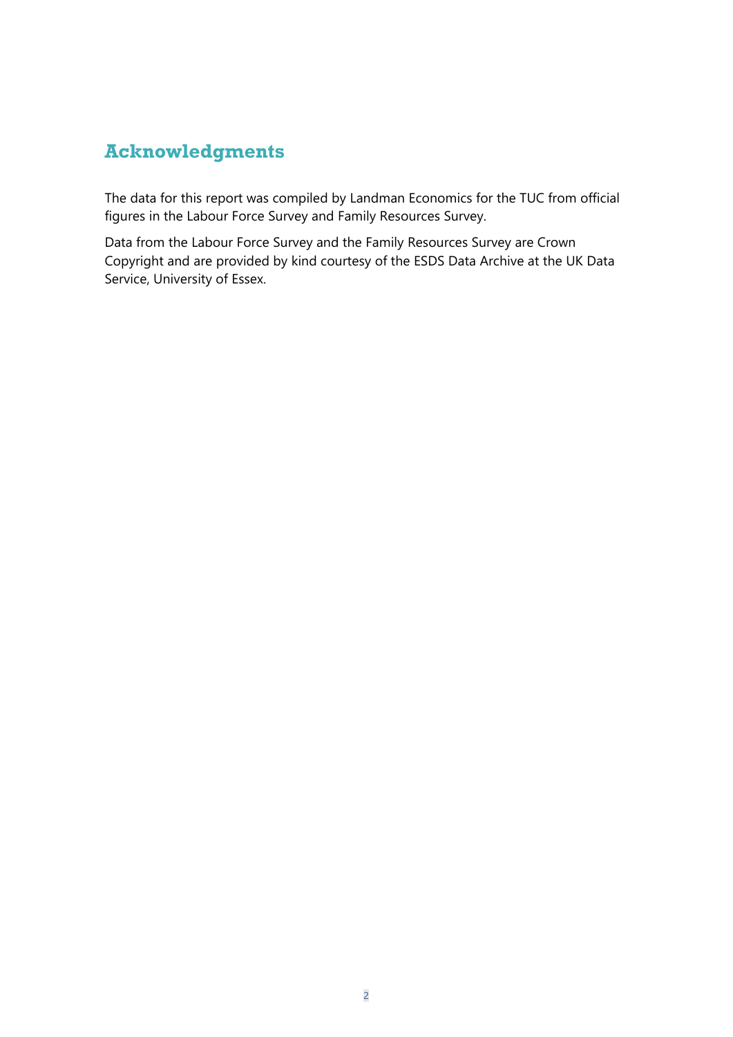## Acknowledgments

The data for this report was compiled by Landman Economics for the TUC from official figures in the Labour Force Survey and Family Resources Survey.

Data from the Labour Force Survey and the Family Resources Survey are Crown Copyright and are provided by kind courtesy of the ESDS Data Archive at the UK Data Service, University of Essex.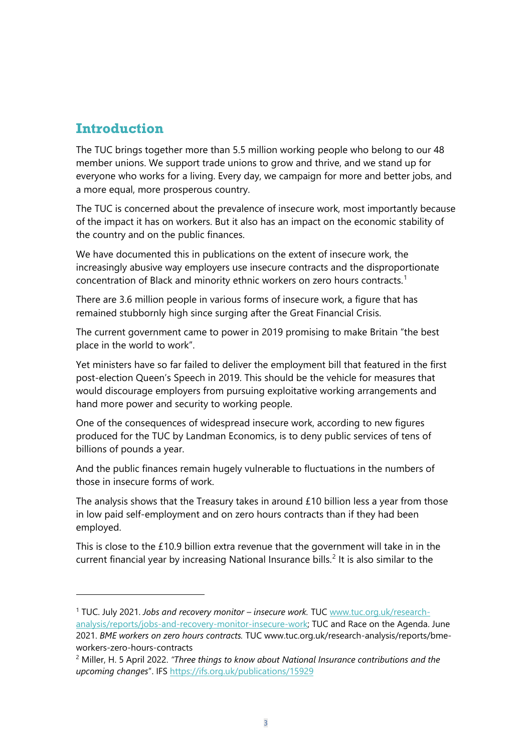## Introduction

The TUC brings together more than 5.5 million working people who belong to our 48 member unions. We support trade unions to grow and thrive, and we stand up for everyone who works for a living. Every day, we campaign for more and better jobs, and a more equal, more prosperous country.

The TUC is concerned about the prevalence of insecure work, most importantly because of the impact it has on workers. But it also has an impact on the economic stability of the country and on the public finances.

We have documented this in publications on the extent of insecure work, the increasingly abusive way employers use insecure contracts and the disproportionate concentration of Black and minority ethnic workers on zero hours contracts.[1]

There are 3.6 million people in various forms of insecure work, a figure that has remained stubbornly high since surging after the Great Financial Crisis.

The current government came to power in 2019 promising to make Britain "the best place in the world to work".

Yet ministers have so far failed to deliver the employment bill that featured in the first post-election Queen's Speech in 2019. This should be the vehicle for measures that would discourage employers from pursuing exploitative working arrangements and hand more power and security to working people.

One of the consequences of widespread insecure work, according to new figures produced for the TUC by Landman Economics, is to deny public services of tens of billions of pounds a year.

And the public finances remain hugely vulnerable to fluctuations in the numbers of those in insecure forms of work.

The analysis shows that the Treasury takes in around £10 billion less a year from those in low paid self-employment and on zero hours contracts than if they had been employed.

This is close to the £10.9 billion extra revenue that the government will take in in the current financial year by increasing National Insurance bills.[2] It is also similar to the

---

[1] TUC. July 2021. *Jobs and recovery monitor – insecure work.* TUC [www.tuc.org.uk/research-analysis/reports/jobs-and-recovery-monitor-insecure-work](www.tuc.org.uk/research-analysis/reports/jobs-and-recovery-monitor-insecure-work); TUC and Race on the Agenda. June 2021. *BME workers on zero hours contracts.* TUC www.tuc.org.uk/research-analysis/reports/bme-workers-zero-hours-contracts

[2] Miller, H. 5 April 2022. *"Three things to know about National Insurance contributions and the upcoming changes"*. IFS [https://ifs.org.uk/publications/15929](https://ifs.org.uk/publications/15929)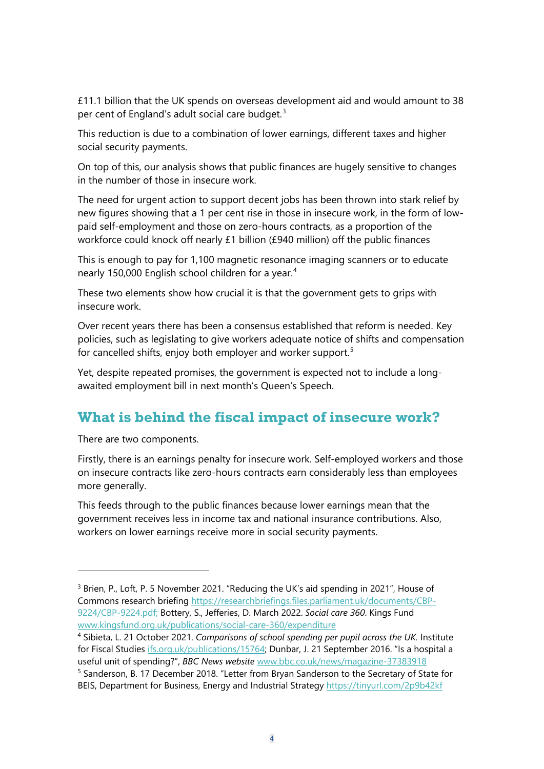£11.1 billion that the UK spends on overseas development aid and would amount to 38 per cent of England's adult social care budget.[3]

This reduction is due to a combination of lower earnings, different taxes and higher social security payments.

On top of this, our analysis shows that public finances are hugely sensitive to changes in the number of those in insecure work.

The need for urgent action to support decent jobs has been thrown into stark relief by new figures showing that a 1 per cent rise in those in insecure work, in the form of low-paid self-employment and those on zero-hours contracts, as a proportion of the workforce could knock off nearly £1 billion (£940 million) off the public finances

This is enough to pay for 1,100 magnetic resonance imaging scanners or to educate nearly 150,000 English school children for a year.[4]

These two elements show how crucial it is that the government gets to grips with insecure work.

Over recent years there has been a consensus established that reform is needed. Key policies, such as legislating to give workers adequate notice of shifts and compensation for cancelled shifts, enjoy both employer and worker support.[5]

Yet, despite repeated promises, the government is expected not to include a long-awaited employment bill in next month's Queen's Speech.

## What is behind the fiscal impact of insecure work?

There are two components.

Firstly, there is an earnings penalty for insecure work. Self-employed workers and those on insecure contracts like zero-hours contracts earn considerably less than employees more generally.

This feeds through to the public finances because lower earnings mean that the government receives less in income tax and national insurance contributions. Also, workers on lower earnings receive more in social security payments.

---

[3] Brien, P., Loft, P. 5 November 2021. "Reducing the UK's aid spending in 2021", House of Commons research briefing https://researchbriefings.files.parliament.uk/documents/CBP-9224/CBP-9224.pdf; Bottery, S., Jefferies, D. March 2022. *Social care 360*. Kings Fund www.kingsfund.org.uk/publications/social-care-360/expenditure

[4] Sibieta, L. 21 October 2021. *Comparisons of school spending per pupil across the UK.* Institute for Fiscal Studies ifs.org.uk/publications/15764; Dunbar, J. 21 September 2016. "Is a hospital a useful unit of spending?", *BBC News website* www.bbc.co.uk/news/magazine-37383918

[5] Sanderson, B. 17 December 2018. "Letter from Bryan Sanderson to the Secretary of State for BEIS, Department for Business, Energy and Industrial Strategy https://tinyurl.com/2p9b42kf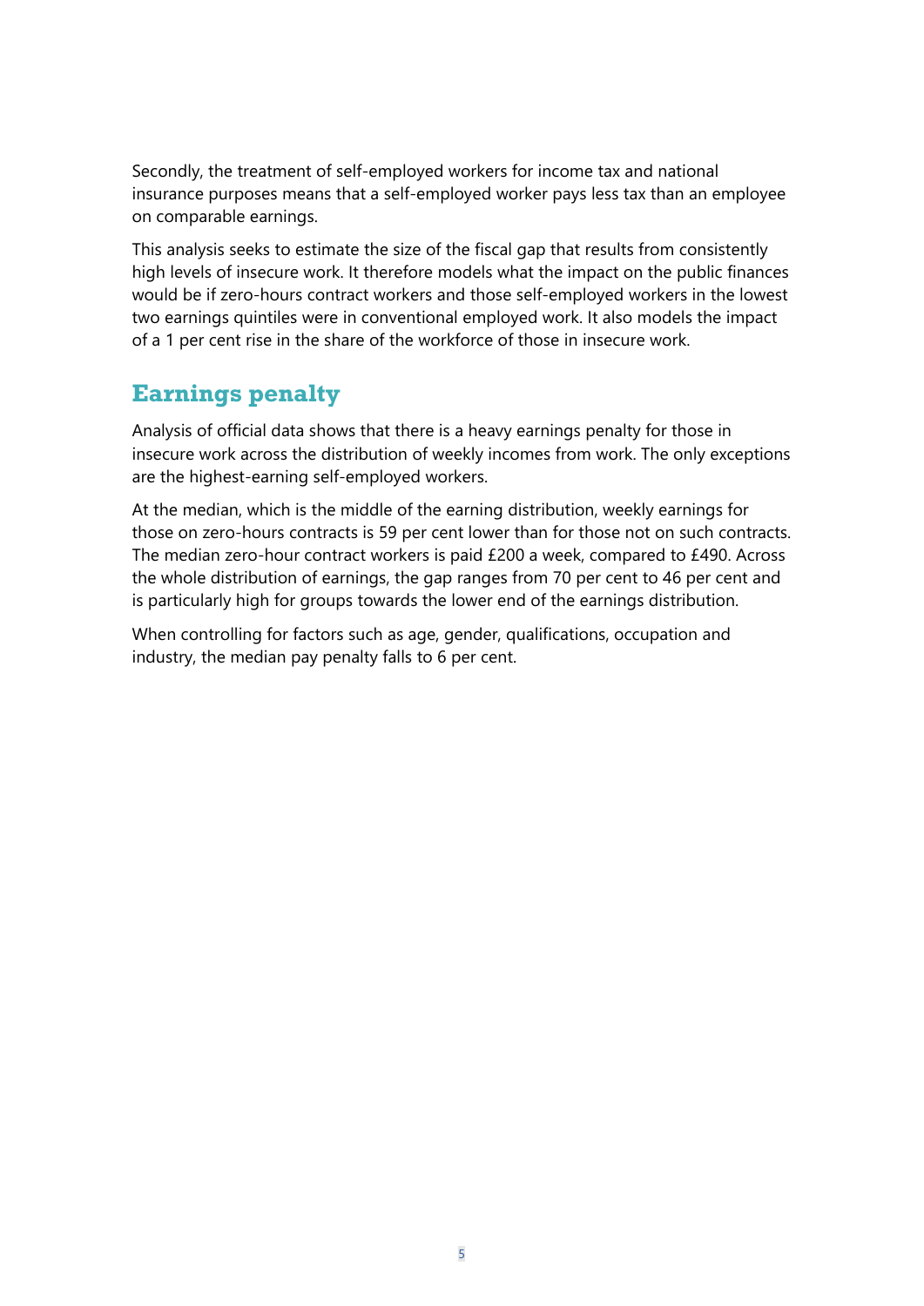Secondly, the treatment of self-employed workers for income tax and national insurance purposes means that a self-employed worker pays less tax than an employee on comparable earnings.

This analysis seeks to estimate the size of the fiscal gap that results from consistently high levels of insecure work. It therefore models what the impact on the public finances would be if zero-hours contract workers and those self-employed workers in the lowest two earnings quintiles were in conventional employed work. It also models the impact of a 1 per cent rise in the share of the workforce of those in insecure work.

## Earnings penalty

Analysis of official data shows that there is a heavy earnings penalty for those in insecure work across the distribution of weekly incomes from work. The only exceptions are the highest-earning self-employed workers.

At the median, which is the middle of the earning distribution, weekly earnings for those on zero-hours contracts is 59 per cent lower than for those not on such contracts. The median zero-hour contract workers is paid £200 a week, compared to £490. Across the whole distribution of earnings, the gap ranges from 70 per cent to 46 per cent and is particularly high for groups towards the lower end of the earnings distribution.

When controlling for factors such as age, gender, qualifications, occupation and industry, the median pay penalty falls to 6 per cent.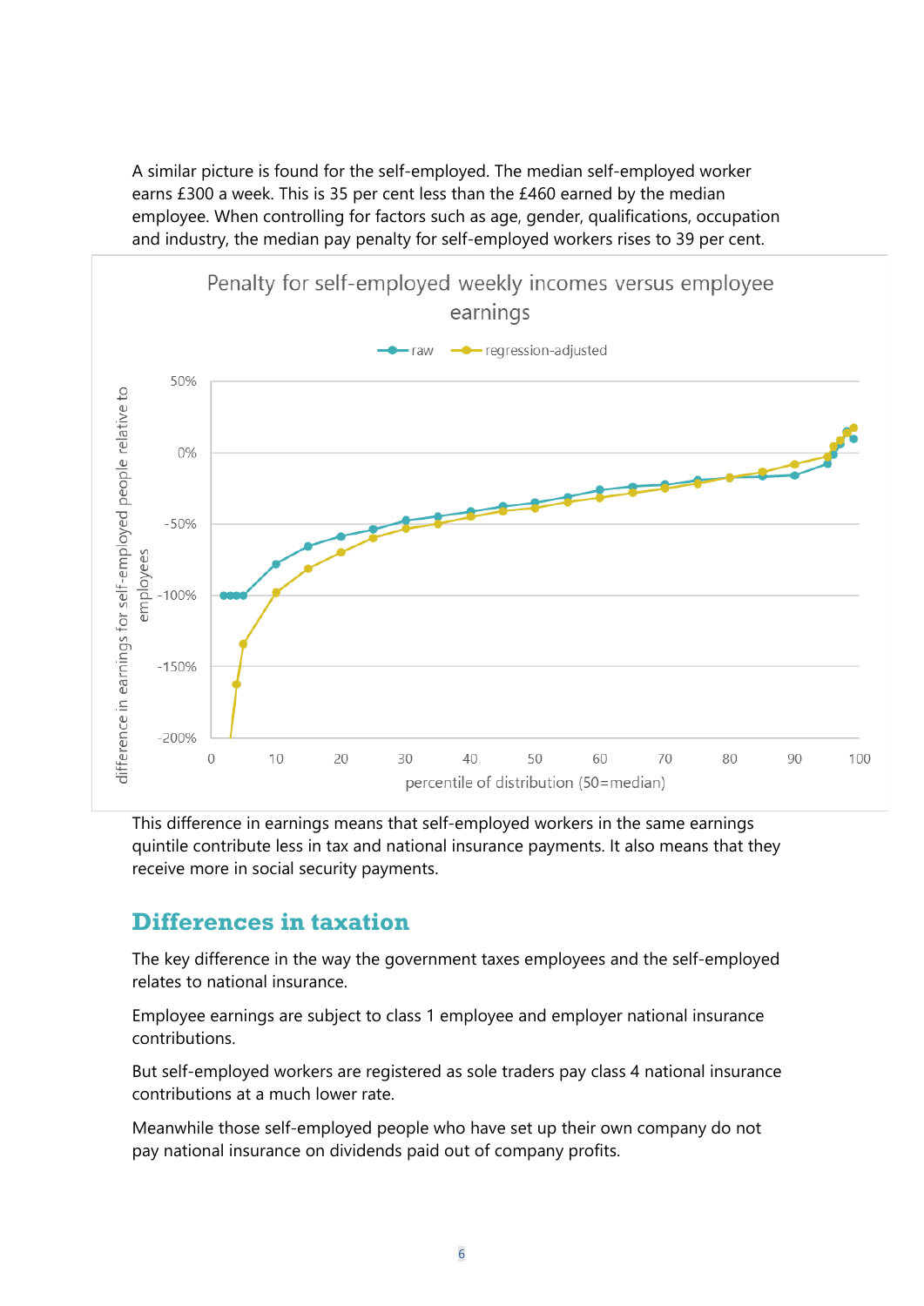A similar picture is found for the self-employed. The median self-employed worker earns £300 a week. This is 35 per cent less than the £460 earned by the median employee. When controlling for factors such as age, gender, qualifications, occupation and industry, the median pay penalty for self-employed workers rises to 39 per cent.

Penalty for self-employed weekly incomes versus employee earnings

This difference in earnings means that self-employed workers in the same earnings quintile contribute less in tax and national insurance payments. It also means that they receive more in social security payments.

## Differences in taxation

The key difference in the way the government taxes employees and the self-employed relates to national insurance.

Employee earnings are subject to class 1 employee and employer national insurance contributions.

But self-employed workers are registered as sole traders pay class 4 national insurance contributions at a much lower rate.

Meanwhile those self-employed people who have set up their own company do not pay national insurance on dividends paid out of company profits.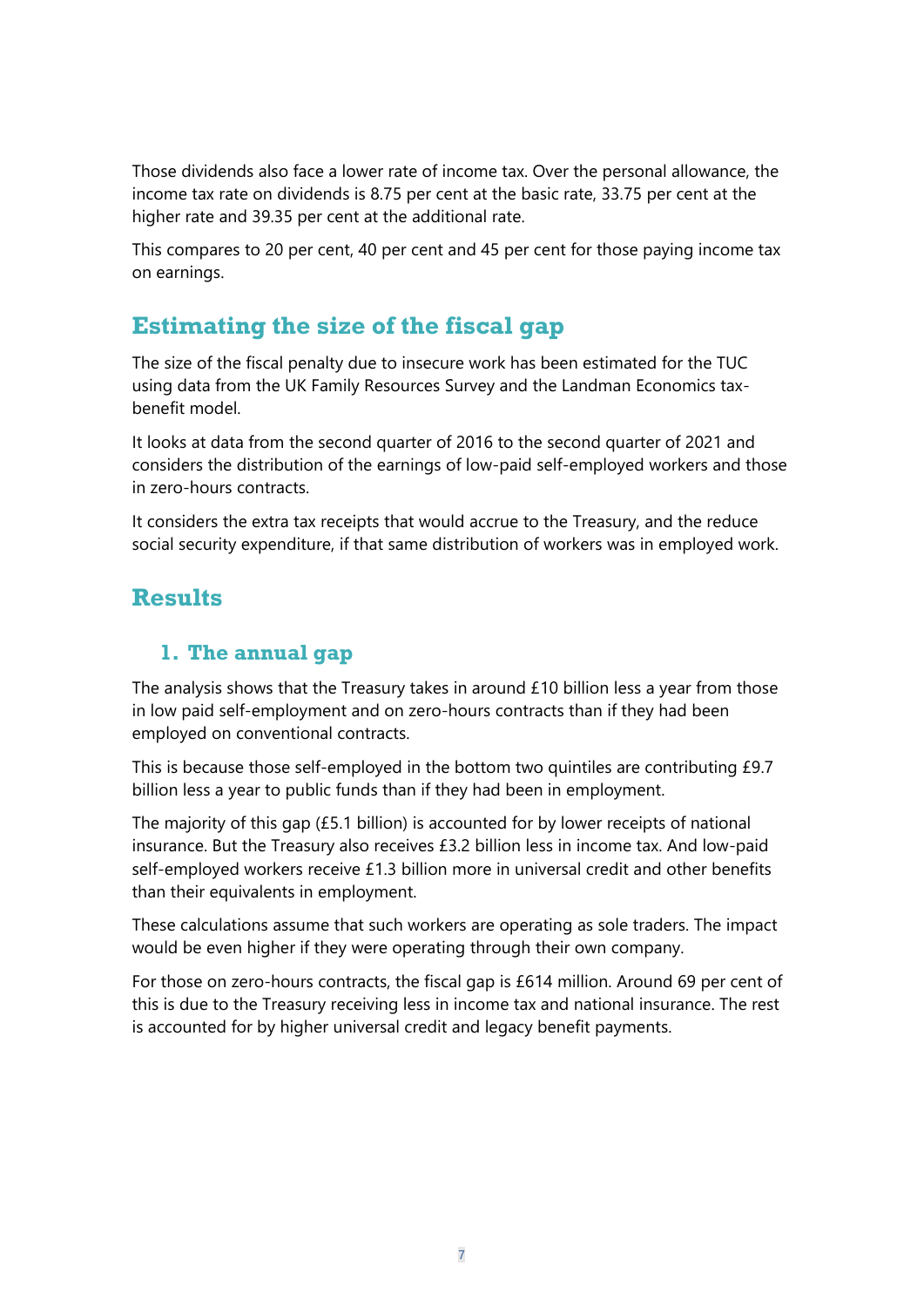Those dividends also face a lower rate of income tax. Over the personal allowance, the income tax rate on dividends is 8.75 per cent at the basic rate, 33.75 per cent at the higher rate and 39.35 per cent at the additional rate.

This compares to 20 per cent, 40 per cent and 45 per cent for those paying income tax on earnings.

## Estimating the size of the fiscal gap

The size of the fiscal penalty due to insecure work has been estimated for the TUC using data from the UK Family Resources Survey and the Landman Economics tax-benefit model.

It looks at data from the second quarter of 2016 to the second quarter of 2021 and considers the distribution of the earnings of low-paid self-employed workers and those in zero-hours contracts.

It considers the extra tax receipts that would accrue to the Treasury, and the reduce social security expenditure, if that same distribution of workers was in employed work.

## Results

### 1. The annual gap

The analysis shows that the Treasury takes in around £10 billion less a year from those in low paid self-employment and on zero-hours contracts than if they had been employed on conventional contracts.

This is because those self-employed in the bottom two quintiles are contributing £9.7 billion less a year to public funds than if they had been in employment.

The majority of this gap (£5.1 billion) is accounted for by lower receipts of national insurance. But the Treasury also receives £3.2 billion less in income tax. And low-paid self-employed workers receive £1.3 billion more in universal credit and other benefits than their equivalents in employment.

These calculations assume that such workers are operating as sole traders. The impact would be even higher if they were operating through their own company.

For those on zero-hours contracts, the fiscal gap is £614 million. Around 69 per cent of this is due to the Treasury receiving less in income tax and national insurance. The rest is accounted for by higher universal credit and legacy benefit payments.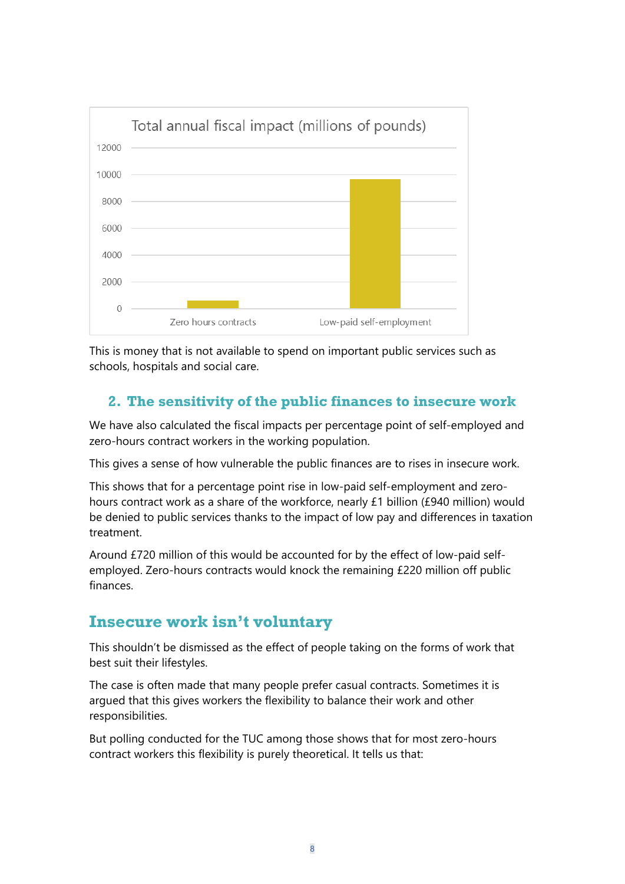Total annual fiscal impact (millions of pounds)

This is money that is not available to spend on important public services such as schools, hospitals and social care.

## 2. The sensitivity of the public finances to insecure work

We have also calculated the fiscal impacts per percentage point of self-employed and zero-hours contract workers in the working population.

This gives a sense of how vulnerable the public finances are to rises in insecure work.

This shows that for a percentage point rise in low-paid self-employment and zero-hours contract work as a share of the workforce, nearly £1 billion (£940 million) would be denied to public services thanks to the impact of low pay and differences in taxation treatment.

Around £720 million of this would be accounted for by the effect of low-paid self-employed. Zero-hours contracts would knock the remaining £220 million off public finances.

# Insecure work isn't voluntary

This shouldn't be dismissed as the effect of people taking on the forms of work that best suit their lifestyles.

The case is often made that many people prefer casual contracts. Sometimes it is argued that this gives workers the flexibility to balance their work and other responsibilities.

But polling conducted for the TUC among those shows that for most zero-hours contract workers this flexibility is purely theoretical. It tells us that: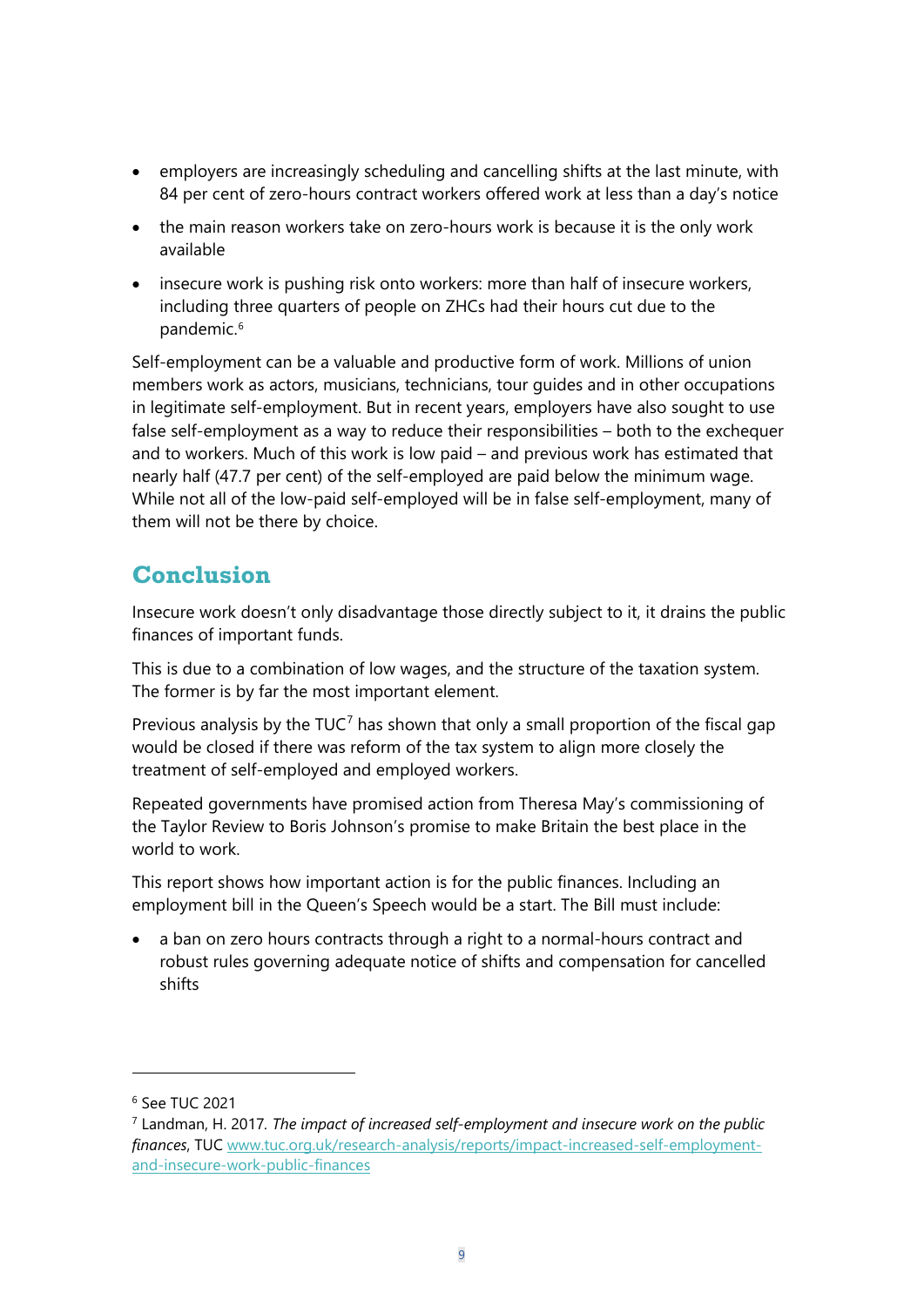- employers are increasingly scheduling and cancelling shifts at the last minute, with 84 per cent of zero-hours contract workers offered work at less than a day's notice
- the main reason workers take on zero-hours work is because it is the only work available
- insecure work is pushing risk onto workers: more than half of insecure workers, including three quarters of people on ZHCs had their hours cut due to the pandemic.[6]

Self-employment can be a valuable and productive form of work. Millions of union members work as actors, musicians, technicians, tour guides and in other occupations in legitimate self-employment. But in recent years, employers have also sought to use false self-employment as a way to reduce their responsibilities – both to the exchequer and to workers. Much of this work is low paid – and previous work has estimated that nearly half (47.7 per cent) of the self-employed are paid below the minimum wage. While not all of the low-paid self-employed will be in false self-employment, many of them will not be there by choice.

## Conclusion

Insecure work doesn't only disadvantage those directly subject to it, it drains the public finances of important funds.

This is due to a combination of low wages, and the structure of the taxation system. The former is by far the most important element.

Previous analysis by the TUC[7] has shown that only a small proportion of the fiscal gap would be closed if there was reform of the tax system to align more closely the treatment of self-employed and employed workers.

Repeated governments have promised action from Theresa May's commissioning of the Taylor Review to Boris Johnson's promise to make Britain the best place in the world to work.

This report shows how important action is for the public finances. Including an employment bill in the Queen's Speech would be a start. The Bill must include:

- a ban on zero hours contracts through a right to a normal-hours contract and robust rules governing adequate notice of shifts and compensation for cancelled shifts

---

[6] See TUC 2021

[7] Landman, H. 2017. *The impact of increased self-employment and insecure work on the public finances*, TUC www.tuc.org.uk/research-analysis/reports/impact-increased-self-employment-and-insecure-work-public-finances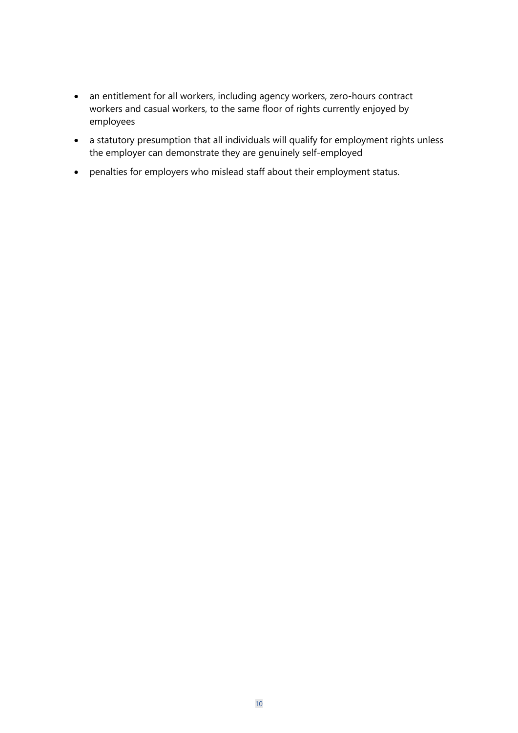- an entitlement for all workers, including agency workers, zero-hours contract workers and casual workers, to the same floor of rights currently enjoyed by employees
- a statutory presumption that all individuals will qualify for employment rights unless the employer can demonstrate they are genuinely self-employed
- penalties for employers who mislead staff about their employment status.